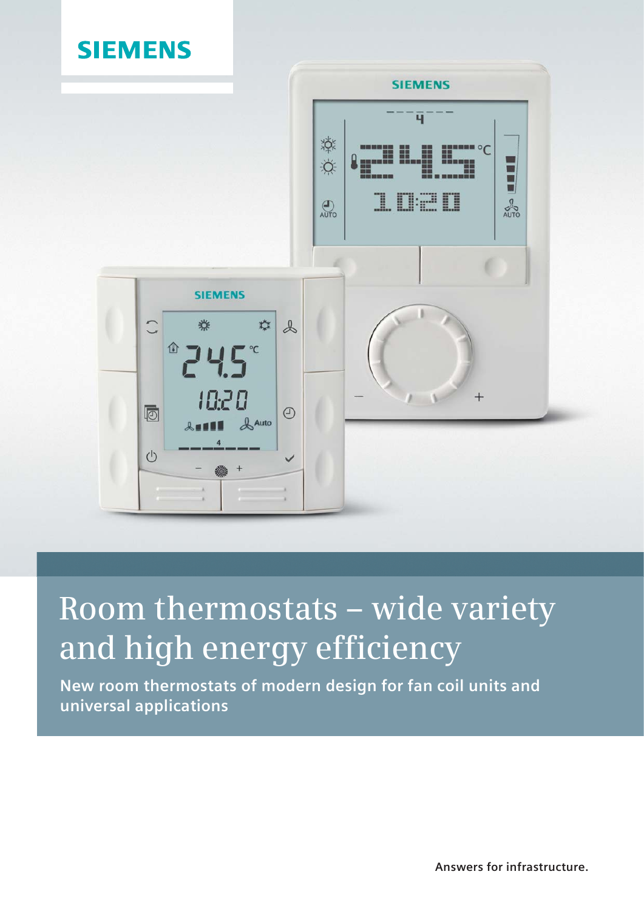SIEMENS

# Room thermostats – wide variety and high energy efficiency

**New room thermostats of modern design for fan coil units and universal applications**

**Answers for infrastructure.**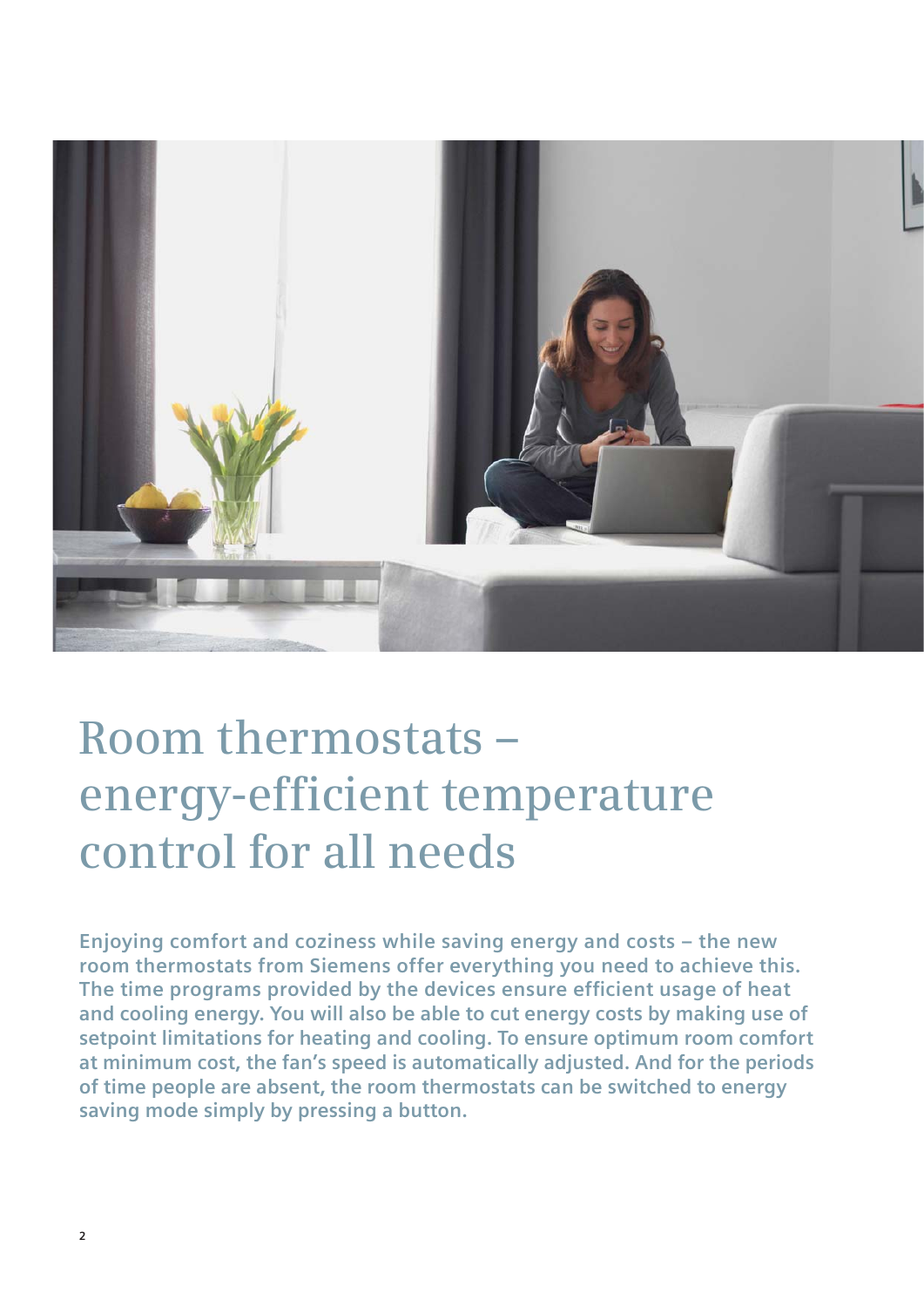# Room thermostats – energy-efficient temperature control for all needs

**Enjoying comfort and coziness while saving energy and costs – the new room thermostats from Siemens offer everything you need to achieve this. The time programs provided by the devices ensure efficient usage of heat and cooling energy. You will also be able to cut energy costs by making use of setpoint limitations for heating and cooling. To ensure optimum room comfort at minimum cost, the fan's speed is automatically adjusted. And for the periods of time people are absent, the room thermostats can be switched to energy saving mode simply by pressing a button.**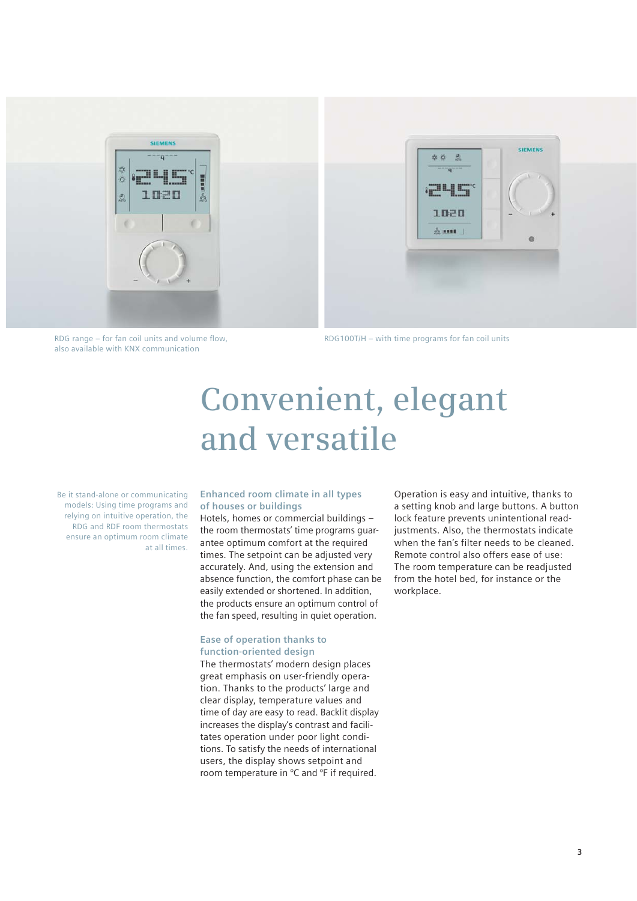RDG range – for fan coil units and volume flow, also available with KNX communication

RDG100T/H – with time programs for fan coil units

# Convenient, elegant and versatile

Be it stand-alone or communicating models: Using time programs and relying on intuitive operation, the RDG and RDF room thermostats ensure an optimum room climate at all times.

### Enhanced room climate in all types of houses or buildings

Hotels, homes or commercial buildings – the room thermostats' time programs guarantee optimum comfort at the required times. The setpoint can be adjusted very accurately. And, using the extension and absence function, the comfort phase can be easily extended or shortened. In addition, the products ensure an optimum control of the fan speed, resulting in quiet operation.

### Ease of operation thanks to function-oriented design

The thermostats' modern design places great emphasis on user-friendly operation. Thanks to the products' large and clear display, temperature values and time of day are easy to read. Backlit display increases the display's contrast and facilitates operation under poor light conditions. To satisfy the needs of international users, the display shows setpoint and room temperature in °C and °F if required.

Operation is easy and intuitive, thanks to a setting knob and large buttons. A button lock feature prevents unintentional readjustments. Also, the thermostats indicate when the fan's filter needs to be cleaned. Remote control also offers ease of use: The room temperature can be readjusted from the hotel bed, for instance or the workplace.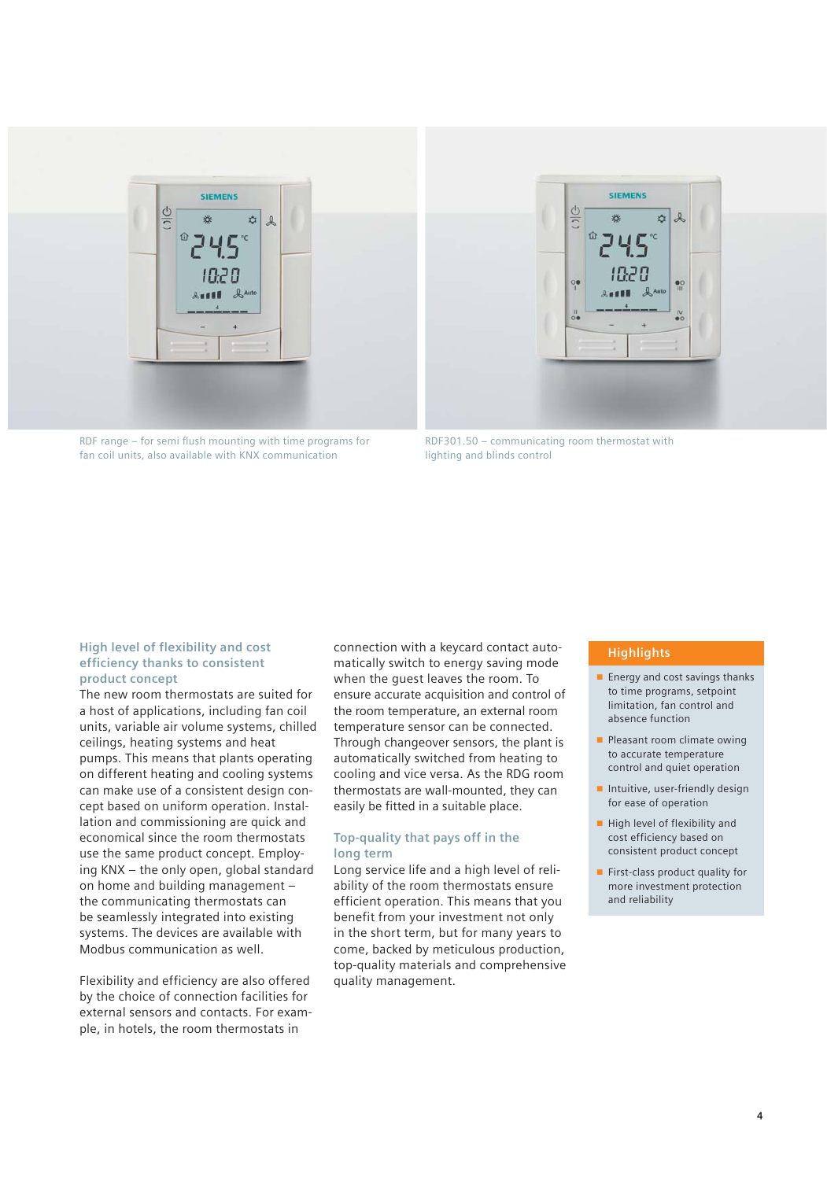RDF range – for semi flush mounting with time programs for fan coil units, also available with KNX communication

RDF301.50 – communicating room thermostat with lighting and blinds control

### High level of flexibility and cost efficiency thanks to consistent product concept

The new room thermostats are suited for a host of applications, including fan coil units, variable air volume systems, chilled ceilings, heating systems and heat pumps. This means that plants operating on different heating and cooling systems can make use of a consistent design concept based on uniform operation. Installation and commissioning are quick and economical since the room thermostats use the same product concept. Employing KNX – the only open, global standard on home and building management – the communicating thermostats can be seamlessly integrated into existing systems. The devices are available with Modbus communication as well.

Flexibility and efficiency are also offered by the choice of connection facilities for external sensors and contacts. For example, in hotels, the room thermostats in connection with a keycard contact automatically switch to energy saving mode when the guest leaves the room. To ensure accurate acquisition and control of the room temperature, an external room temperature sensor can be connected. Through changeover sensors, the plant is automatically switched from heating to cooling and vice versa. As the RDG room thermostats are wall-mounted, they can easily be fitted in a suitable place.

### Top-quality that pays off in the long term

Long service life and a high level of reliability of the room thermostats ensure efficient operation. This means that you benefit from your investment not only in the short term, but for many years to come, backed by meticulous production, top-quality materials and comprehensive quality management.

### Highlights

- Energy and cost savings thanks to time programs, setpoint limitation, fan control and absence function
- Pleasant room climate owing to accurate temperature control and quiet operation
- Intuitive, user-friendly design for ease of operation
- High level of flexibility and cost efficiency based on consistent product concept
- First-class product quality for more investment protection and reliability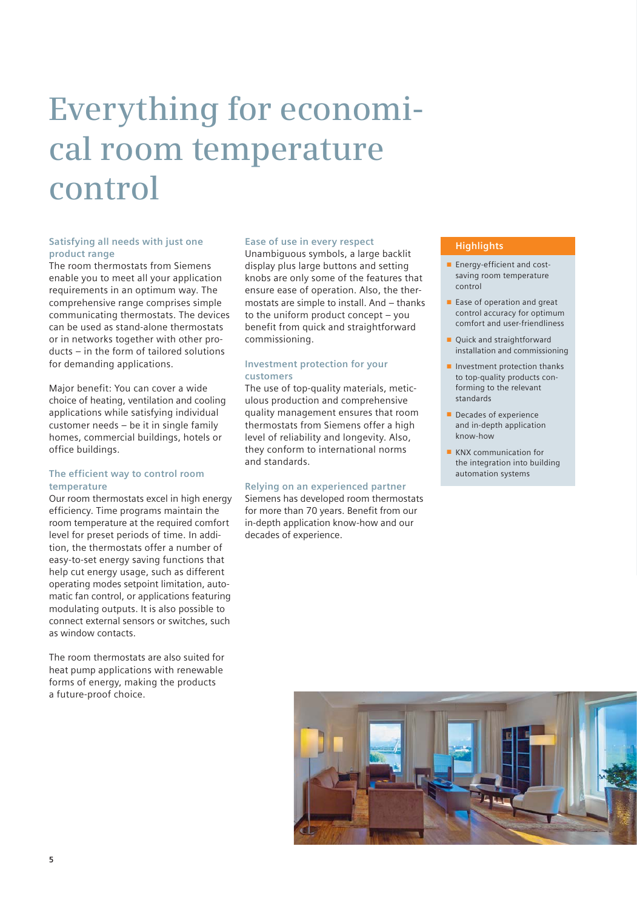# Everything for economical room temperature control

### Satisfying all needs with just one product range

The room thermostats from Siemens enable you to meet all your application requirements in an optimum way. The comprehensive range comprises simple communicating thermostats. The devices can be used as stand-alone thermostats or in networks together with other products – in the form of tailored solutions for demanding applications.

Major benefit: You can cover a wide choice of heating, ventilation and cooling applications while satisfying individual customer needs – be it in single family homes, commercial buildings, hotels or office buildings.

### The efficient way to control room temperature

Our room thermostats excel in high energy efficiency. Time programs maintain the room temperature at the required comfort level for preset periods of time. In addition, the thermostats offer a number of easy-to-set energy saving functions that help cut energy usage, such as different operating modes setpoint limitation, automatic fan control, or applications featuring modulating outputs. It is also possible to connect external sensors or switches, such as window contacts.

The room thermostats are also suited for heat pump applications with renewable forms of energy, making the products a future-proof choice.

### Ease of use in every respect

Unambiguous symbols, a large backlit display plus large buttons and setting knobs are only some of the features that ensure ease of operation. Also, the thermostats are simple to install. And – thanks to the uniform product concept – you benefit from quick and straightforward commissioning.

### Investment protection for your customers

The use of top-quality materials, meticulous production and comprehensive quality management ensures that room thermostats from Siemens offer a high level of reliability and longevity. Also, they conform to international norms and standards.

### Relying on an experienced partner

Siemens has developed room thermostats for more than 70 years. Benefit from our in-depth application know-how and our decades of experience.

### Highlights

- Energy-efficient and cost-saving room temperature control
- Ease of operation and great control accuracy for optimum comfort and user-friendliness
- Quick and straightforward installation and commissioning
- Investment protection thanks to top-quality products conforming to the relevant standards
- Decades of experience and in-depth application know-how
- KNX communication for the integration into building automation systems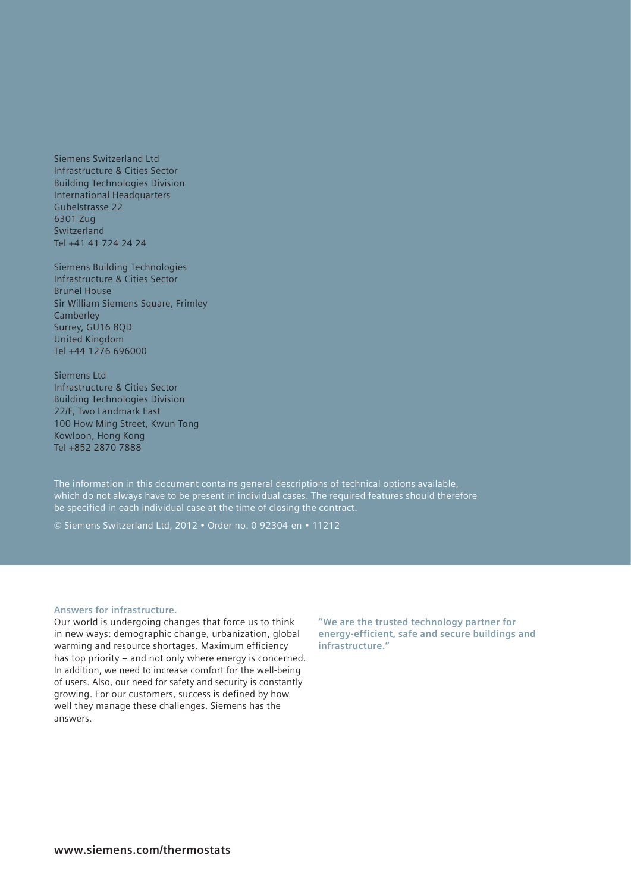Siemens Switzerland Ltd
Infrastructure & Cities Sector
Building Technologies Division
International Headquarters
Gubelstrasse 22
6301 Zug
Switzerland
Tel +41 41 724 24 24

Siemens Building Technologies
Infrastructure & Cities Sector
Brunel House
Sir William Siemens Square, Frimley
Camberley
Surrey, GU16 8QD
United Kingdom
Tel +44 1276 696000

Siemens Ltd
Infrastructure & Cities Sector
Building Technologies Division
22/F, Two Landmark East
100 How Ming Street, Kwun Tong
Kowloon, Hong Kong
Tel +852 2870 7888

The information in this document contains general descriptions of technical options available, which do not always have to be present in individual cases. The required features should therefore be specified in each individual case at the time of closing the contract.

© Siemens Switzerland Ltd, 2012 • Order no. 0-92304-en • 11212

**Answers for infrastructure.**

Our world is undergoing changes that force us to think in new ways: demographic change, urbanization, global warming and resource shortages. Maximum efficiency has top priority – and not only where energy is concerned. In addition, we need to increase comfort for the well-being of users. Also, our need for safety and security is constantly growing. For our customers, success is defined by how well they manage these challenges. Siemens has the answers.

**"We are the trusted technology partner for energy-efficient, safe and secure buildings and infrastructure."**

**www.siemens.com/thermostats**